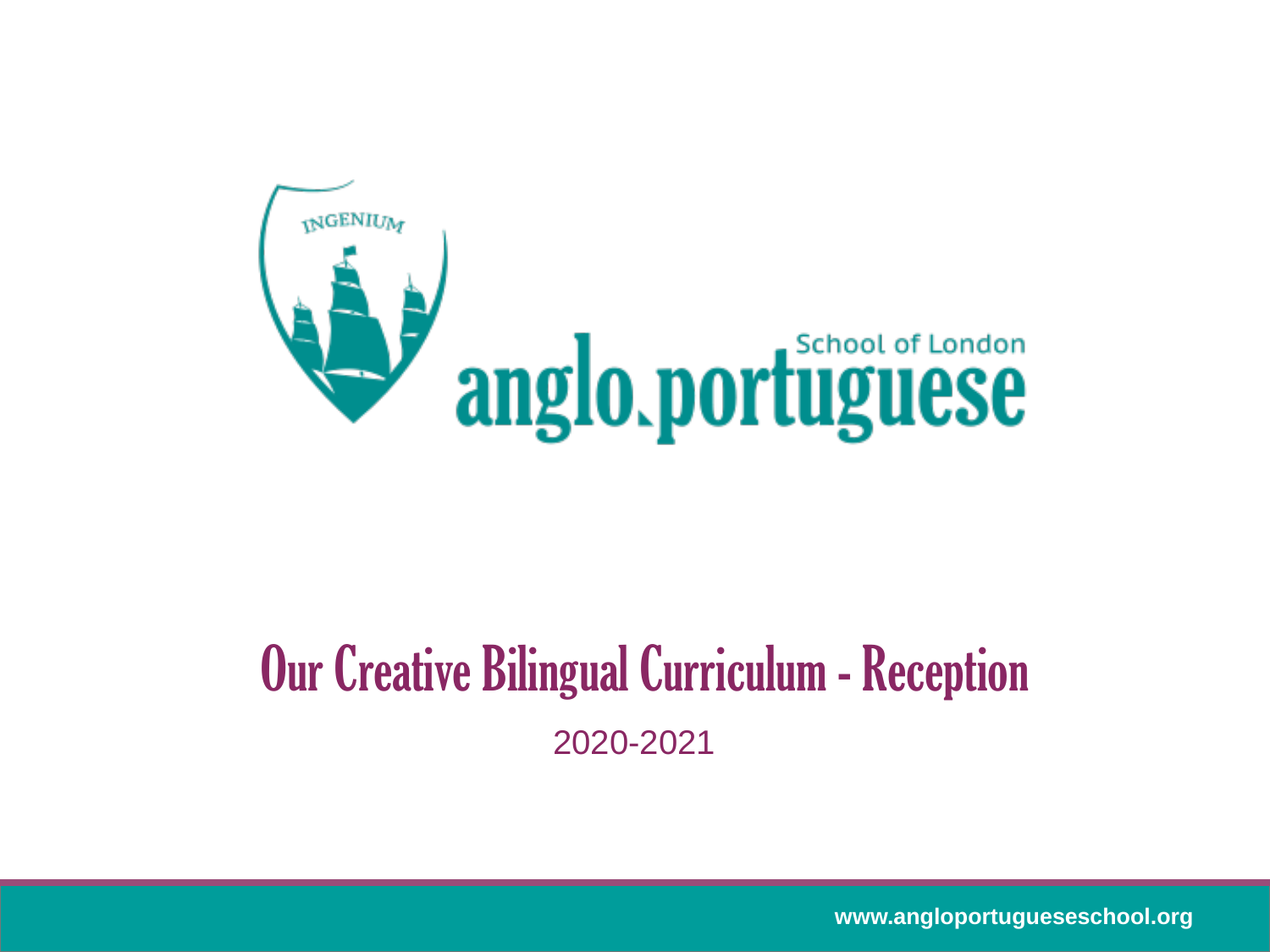INGENIUM

School of London
anglo.portuguese

# Our Creative Bilingual Curriculum - Reception

2020-2021

www.angloportugueseschool.org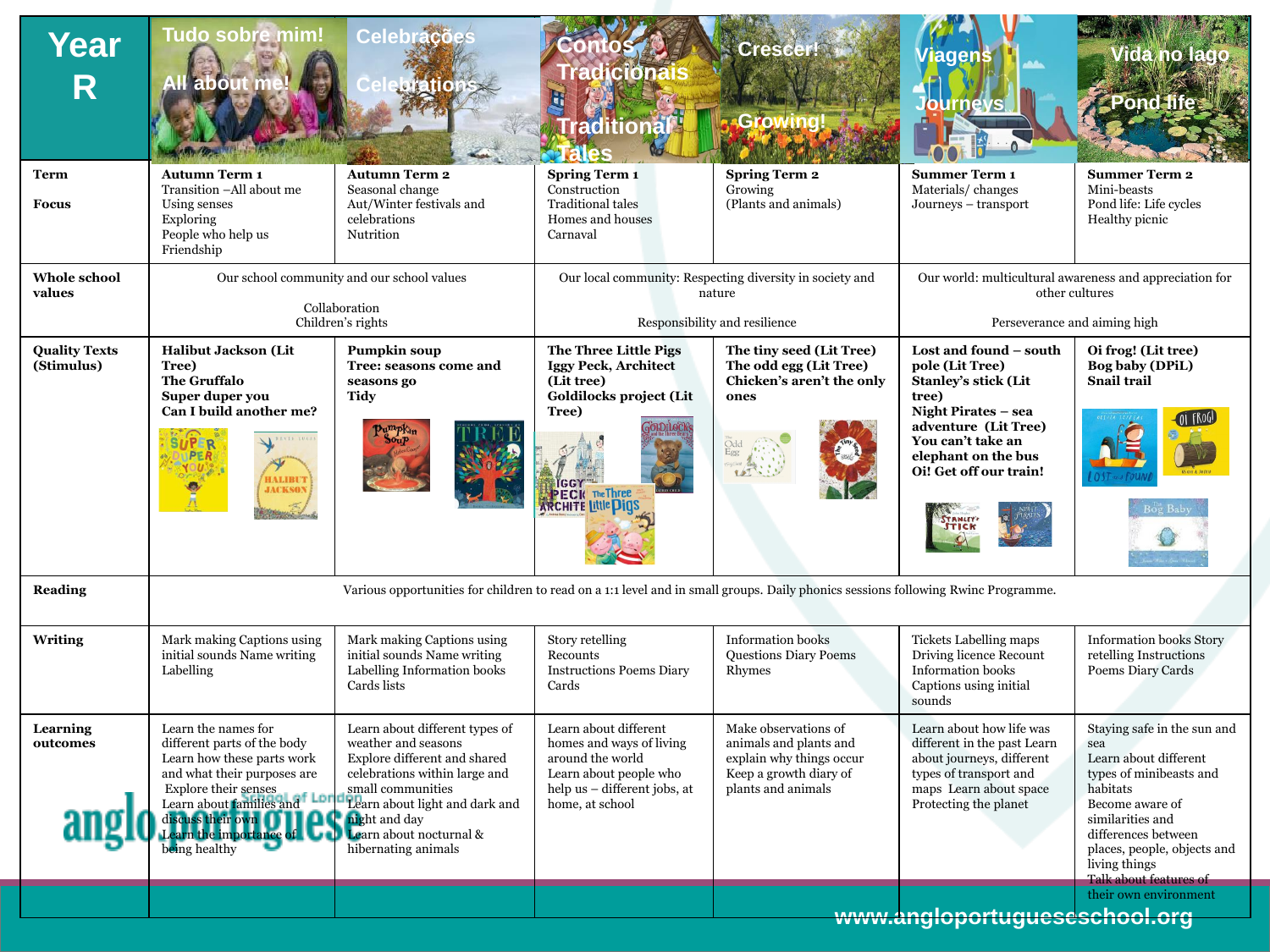| Year R | Tudo sobre mim! All about me! | Celebrações Celebrations | Contos Tradicionais Traditional Tales | Crescer! Growing! | Viagens Journeys | Vida no lago Pond life |
|---|---|---|---|---|---|---|
| **Term** **Focus** | **Autumn Term 1** Transition –All about me Using senses Exploring People who help us Friendship | **Autumn Term 2** Seasonal change Aut/Winter festivals and celebrations Nutrition | **Spring Term 1** Construction Traditional tales Homes and houses Carnaval | **Spring Term 2** Growing (Plants and animals) | **Summer Term 1** Materials/ changes Journeys – transport | **Summer Term 2** Mini-beasts Pond life: Life cycles Healthy picnic |
| **Whole school values** | Our school community and our school values Collaboration Children's rights | | Our local community: Respecting diversity in society and nature Responsibility and resilience | | Our world: multicultural awareness and appreciation for other cultures Perseverance and aiming high | |
| **Quality Texts (Stimulus)** | **Halibut Jackson (Lit Tree)** **The Gruffalo** **Super duper you** **Can I build another me?** | **Pumpkin soup** **Tree: seasons come and seasons go** **Tidy** | **The Three Little Pigs** **Iggy Peck, Architect (Lit tree)** **Goldilocks project (Lit Tree)** | **The tiny seed (Lit Tree)** **The odd egg (Lit Tree)** **Chicken's aren't the only ones** | **Lost and found – south pole (Lit Tree)** **Stanley's stick (Lit tree)** **Night Pirates – sea adventure (Lit Tree)** **You can't take an elephant on the bus** **Oi! Get off our train!** | **Oi frog! (Lit tree)** **Bog baby (DPiL)** **Snail trail** |
| **Reading** | Various opportunities for children to read on a 1:1 level and in small groups. Daily phonics sessions following Rwinc Programme. | | | | | |
| **Writing** | Mark making Captions using initial sounds Name writing Labelling | Mark making Captions using initial sounds Name writing Labelling Information books Cards lists | Story retelling Recounts Instructions Poems Diary Cards | Information books Questions Diary Poems Rhymes | Tickets Labelling maps Driving licence Recount Information books Captions using initial sounds | Information books Story retelling Instructions Poems Diary Cards |
| **Learning outcomes** | Learn the names for different parts of the body Learn how these parts work and what their purposes are Explore their senses Learn about families and discuss their own Learn the importance of being healthy | Learn about different types of weather and seasons Explore different and shared celebrations within large and small communities Learn about light and dark and night and day Learn about nocturnal & hibernating animals | Learn about different homes and ways of living around the world Learn about people who help us – different jobs, at home, at school | Make observations of animals and plants and explain why things occur Keep a growth diary of plants and animals | Learn about how life was different in the past Learn about journeys, different types of transport and maps Learn about space Protecting the planet | Staying safe in the sun and sea Learn about different types of minibeasts and habitats Become aware of similarities and differences between places, people, objects and living things Talk about features of their own environment |

www.angloportugueseschool.org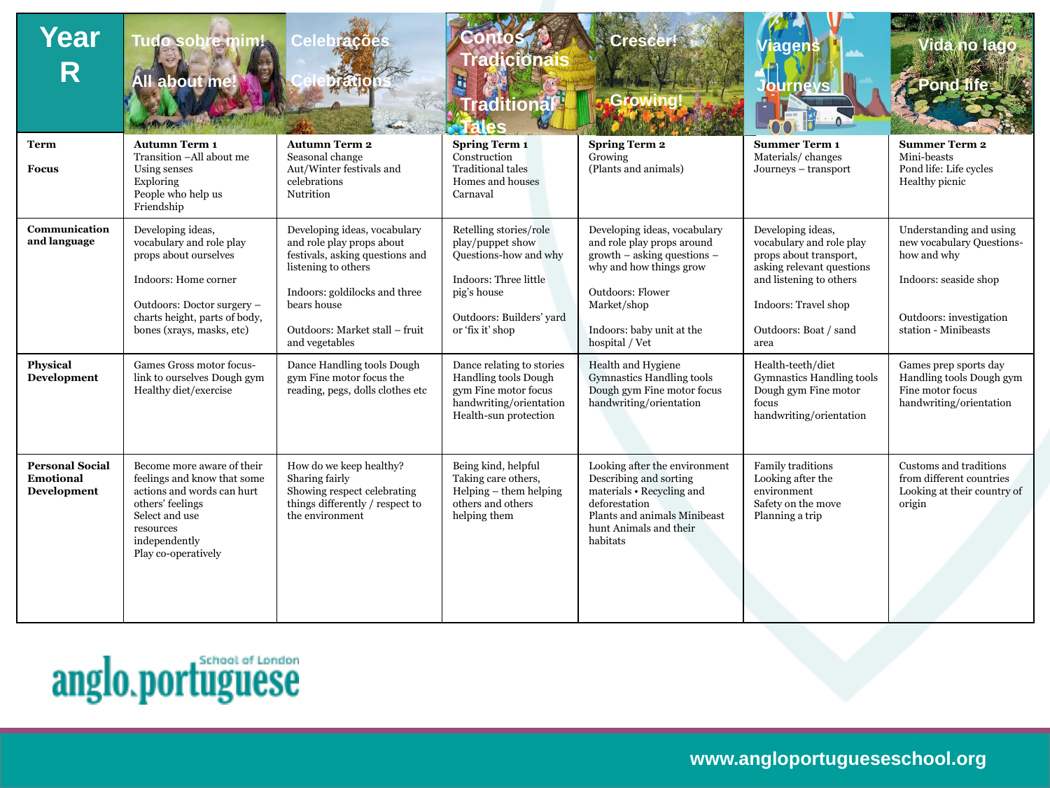| Year R | Tudo sobre mim! All about me! | Celebrações Celebrations | Contos Tradicionais Traditional Tales | Crescer! Growing! | Viagens Journeys | Vida no lago Pond life |
|---|---|---|---|---|---|---|
| **Term** **Focus** | **Autumn Term 1** Transition –All about me Using senses Exploring People who help us Friendship | **Autumn Term 2** Seasonal change Aut/Winter festivals and celebrations Nutrition | **Spring Term 1** Construction Traditional tales Homes and houses Carnaval | **Spring Term 2** Growing (Plants and animals) | **Summer Term 1** Materials/ changes Journeys – transport | **Summer Term 2** Mini-beasts Pond life: Life cycles Healthy picnic |
| **Communication and language** | Developing ideas, vocabulary and role play props about ourselves Indoors: Home corner Outdoors: Doctor surgery – charts height, parts of body, bones (xrays, masks, etc) | Developing ideas, vocabulary and role play props about festivals, asking questions and listening to others Indoors: goldilocks and three bears house Outdoors: Market stall – fruit and vegetables | Retelling stories/role play/puppet show Questions-how and why Indoors: Three little pig's house Outdoors: Builders' yard or 'fix it' shop | Developing ideas, vocabulary and role play props around growth – asking questions – why and how things grow Outdoors: Flower Market/shop Indoors: baby unit at the hospital / Vet | Developing ideas, vocabulary and role play props about transport, asking relevant questions and listening to others Indoors: Travel shop Outdoors: Boat / sand area | Understanding and using new vocabulary Questions-how and why Indoors: seaside shop Outdoors: investigation station - Minibeasts |
| **Physical Development** | Games Gross motor focus-link to ourselves Dough gym Healthy diet/exercise | Dance Handling tools Dough gym Fine motor focus the reading, pegs, dolls clothes etc | Dance relating to stories Handling tools Dough gym Fine motor focus handwriting/orientation Health-sun protection | Health and Hygiene Gymnastics Handling tools Dough gym Fine motor focus handwriting/orientation | Health-teeth/diet Gymnastics Handling tools Dough gym Fine motor focus handwriting/orientation | Games prep sports day Handling tools Dough gym Fine motor focus handwriting/orientation |
| **Personal Social Emotional Development** | Become more aware of their feelings and know that some actions and words can hurt others' feelings Select and use resources independently Play co-operatively | How do we keep healthy? Sharing fairly Showing respect celebrating things differently / respect to the environment | Being kind, helpful Taking care others, Helping – them helping others and others helping them | Looking after the environment Describing and sorting materials • Recycling and deforestation Plants and animals Minibeast hunt Animals and their habitats | Family traditions Looking after the environment Safety on the move Planning a trip | Customs and traditions from different countries Looking at their country of origin |

anglo.portuguese School of London

www.angloportugueseschool.org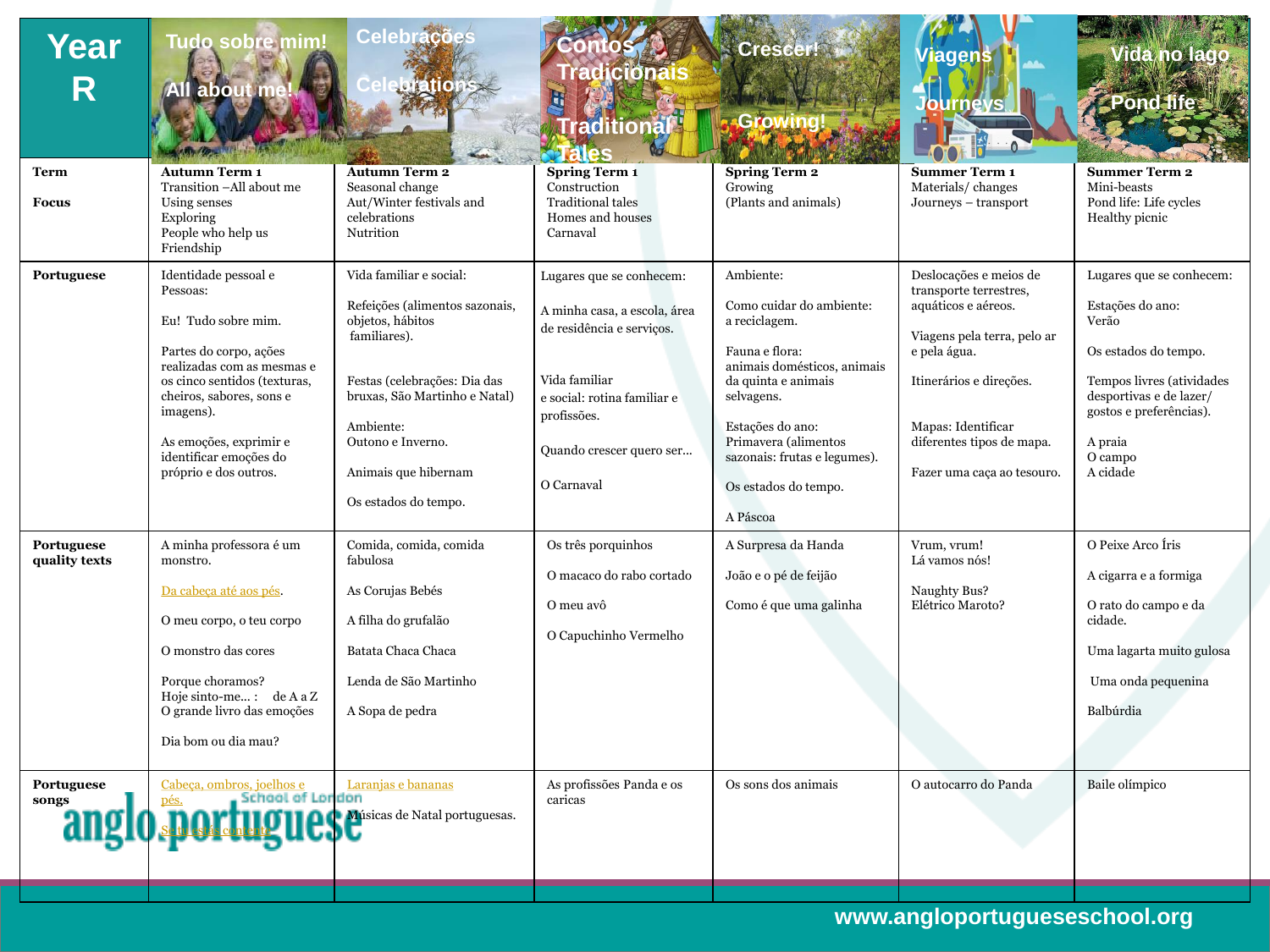| Year R | Tudo sobre mim! All about me! | Celebrações Celebrations | Contos Tradicionais Traditional Tales | Crescer! Growing! | Viagens Journeys | Vida no lago Pond life |
|---|---|---|---|---|---|---|
| **Term** **Focus** | **Autumn Term 1** Transition –All about me Using senses Exploring People who help us Friendship | **Autumn Term 2** Seasonal change Aut/Winter festivals and celebrations Nutrition | **Spring Term 1** Construction Traditional tales Homes and houses Carnaval | **Spring Term 2** Growing (Plants and animals) | **Summer Term 1** Materials/ changes Journeys – transport | **Summer Term 2** Mini-beasts Pond life: Life cycles Healthy picnic |
| **Portuguese** | Identidade pessoal e Pessoas: Eu! Tudo sobre mim. Partes do corpo, ações realizadas com as mesmas e os cinco sentidos (texturas, cheiros, sabores, sons e imagens). As emoções, exprimir e identificar emoções do próprio e dos outros. | Vida familiar e social: Refeições (alimentos sazonais, objetos, hábitos familiares). Festas (celebrações: Dia das bruxas, São Martinho e Natal) Ambiente: Outono e Inverno. Animais que hibernam Os estados do tempo. | Lugares que se conhecem: A minha casa, a escola, área de residência e serviços. Vida familiar e social: rotina familiar e profissões. Quando crescer quero ser… O Carnaval | Ambiente: Como cuidar do ambiente: a reciclagem. Fauna e flora: animais domésticos, animais da quinta e animais selvagens. Estações do ano: Primavera (alimentos sazonais: frutas e legumes). Os estados do tempo. A Páscoa | Deslocações e meios de transporte terrestres, aquáticos e aéreos. Viagens pela terra, pelo ar e pela água. Itinerários e direções. Mapas: Identificar diferentes tipos de mapa. Fazer uma caça ao tesouro. | Lugares que se conhecem: Estações do ano: Verão Os estados do tempo. Tempos livres (atividades desportivas e de lazer/ gostos e preferências). A praia O campo A cidade |
| **Portuguese quality texts** | A minha professora é um monstro. Da cabeça até aos pés. O meu corpo, o teu corpo O monstro das cores Porque choramos? Hoje sinto-me… : de A a Z O grande livro das emoções Dia bom ou dia mau? | Comida, comida, comida fabulosa As Corujas Bebés A filha do grufalão Batata Chaca Chaca Lenda de São Martinho A Sopa de pedra | Os três porquinhos O macaco do rabo cortado O meu avô O Capuchinho Vermelho | A Surpresa da Handa João e o pé de feijão Como é que uma galinha | Vrum, vrum! Lá vamos nós! Naughty Bus? Elétrico Maroto? | O Peixe Arco Íris A cigarra e a formiga O rato do campo e da cidade. Uma lagarta muito gulosa Uma onda pequenina Balbúrdia |
| **Portuguese songs** | Cabeça, ombros, joelhos e pés. Se tu estás contente | Laranjas e bananas Músicas de Natal portuguesas. | As profissões Panda e os caricas | Os sons dos animais | O autocarro do Panda | Baile olímpico |

anglo.portuguese School of London

www.angloportugueseschool.org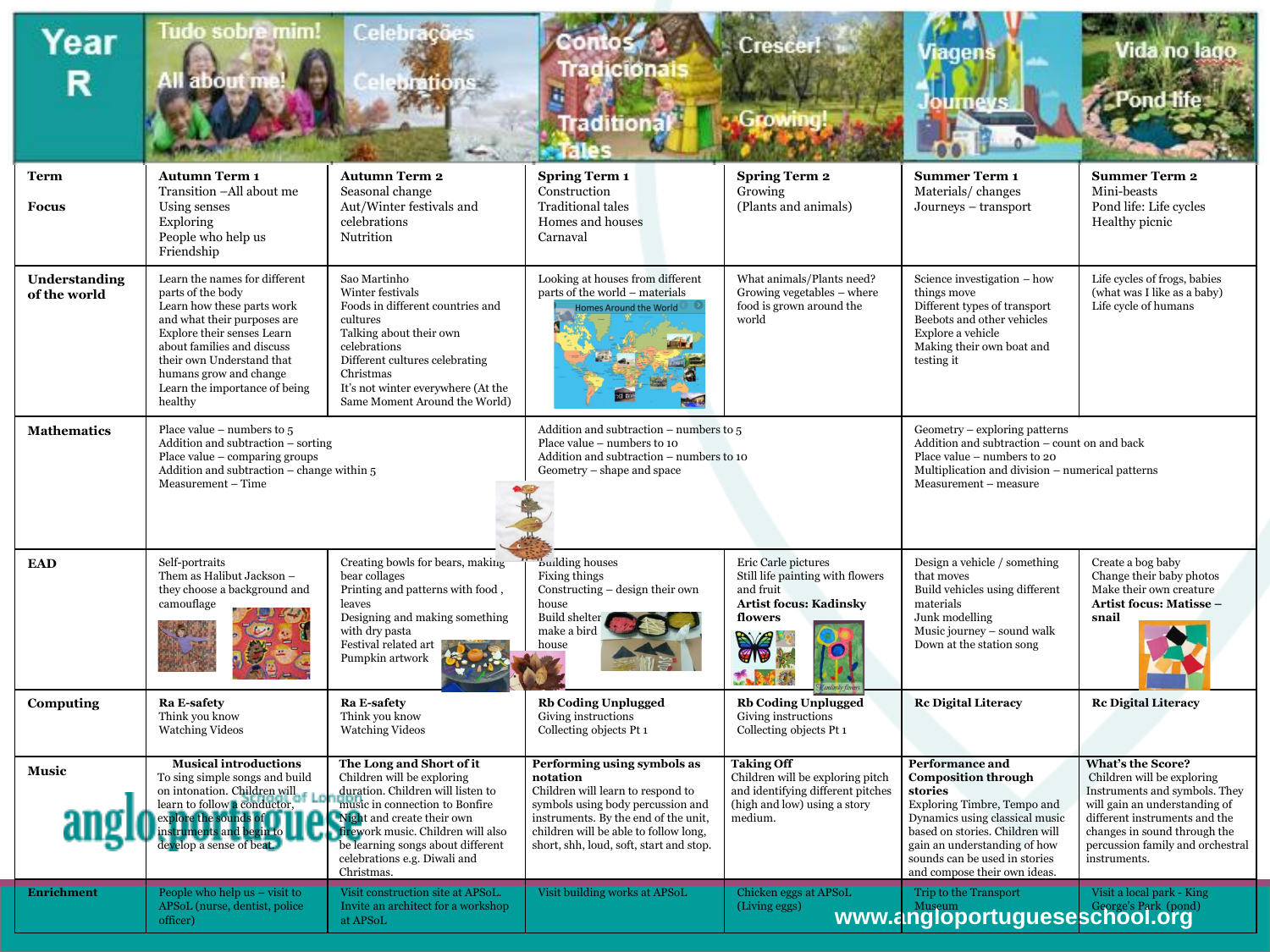| Year R | Tudo sobre mim! All about me! | Celebrações Celebrations | Contos Tradicionais Traditional Tales | Crescer! Growing! | Viagens Journeys | Vida no lago Pond life |
|---|---|---|---|---|---|---|
| **Term** **Focus** | **Autumn Term 1** Transition –All about me Using senses Exploring People who help us Friendship | **Autumn Term 2** Seasonal change Aut/Winter festivals and celebrations Nutrition | **Spring Term 1** Construction Traditional tales Homes and houses Carnaval | **Spring Term 2** Growing (Plants and animals) | **Summer Term 1** Materials/ changes Journeys – transport | **Summer Term 2** Mini-beasts Pond life: Life cycles Healthy picnic |
| **Understanding of the world** | Learn the names for different parts of the body Learn how these parts work and what their purposes are Explore their senses Learn about families and discuss their own Understand that humans grow and change Learn the importance of being healthy | Sao Martinho Winter festivals Foods in different countries and cultures Talking about their own celebrations Different cultures celebrating Christmas It's not winter everywhere (At the Same Moment Around the World) | Looking at houses from different parts of the world – materials Homes Around the World | What animals/Plants need? Growing vegetables – where food is grown around the world | Science investigation – how things move Different types of transport Beebots and other vehicles Explore a vehicle Making their own boat and testing it | Life cycles of frogs, babies (what was I like as a baby) Life cycle of humans |
| **Mathematics** | Place value – numbers to 5 Addition and subtraction – sorting Place value – comparing groups Addition and subtraction – change within 5 Measurement – Time | | Addition and subtraction – numbers to 5 Place value – numbers to 10 Addition and subtraction – numbers to 10 Geometry – shape and space | | Geometry – exploring patterns Addition and subtraction – count on and back Place value – numbers to 20 Multiplication and division – numerical patterns Measurement – measure | |
| **EAD** | Self-portraits Them as Halibut Jackson – they choose a background and camouflage | Creating bowls for bears, making bear collages Printing and patterns with food , leaves Designing and making something with dry pasta Festival related art Pumpkin artwork | Building houses Fixing things Constructing – design their own house Build shelter make a bird house | Eric Carle pictures Still life painting with flowers and fruit **Artist focus: Kadinsky flowers** | Design a vehicle / something that moves Build vehicles using different materials Junk modelling Music journey – sound walk Down at the station song | Create a bog baby Change their baby photos Make their own creature **Artist focus: Matisse – snail** |
| **Computing** | **Ra E-safety** Think you know Watching Videos | **Ra E-safety** Think you know Watching Videos | **Rb Coding Unplugged** Giving instructions Collecting objects Pt 1 | **Rb Coding Unplugged** Giving instructions Collecting objects Pt 1 | **Rc Digital Literacy** | **Rc Digital Literacy** |
| **Music** | **Musical introductions** To sing simple songs and build on intonation. Children will learn to follow a conductor, explore the sounds of instruments and begin to develop a sense of beat. | **The Long and Short of it** Children will be exploring duration. Children will listen to music in connection to Bonfire Night and create their own firework music. Children will also be learning songs about different celebrations e.g. Diwali and Christmas. | **Performing using symbols as notation** Children will learn to respond to symbols using body percussion and instruments. By the end of the unit, children will be able to follow long, short, shh, loud, soft, start and stop. | **Taking Off** Children will be exploring pitch and identifying different pitches (high and low) using a story medium. | **Performance and Composition through stories** Exploring Timbre, Tempo and Dynamics using classical music based on stories. Children will gain an understanding of how sounds can be used in stories and compose their own ideas. | **What's the Score?** Children will be exploring Instruments and symbols. They will gain an understanding of different instruments and the changes in sound through the percussion family and orchestral instruments. |
| **Enrichment** | People who help us – visit to APSoL (nurse, dentist, police officer) | Visit construction site at APSoL. Invite an architect for a workshop at APSoL | Visit building works at APSoL | Chicken eggs at APSoL (Living eggs) | Trip to the Transport Museum | Visit a local park - King George's Park (pond) |

anglo portuguese School of London

www.angloportugueseschool.org